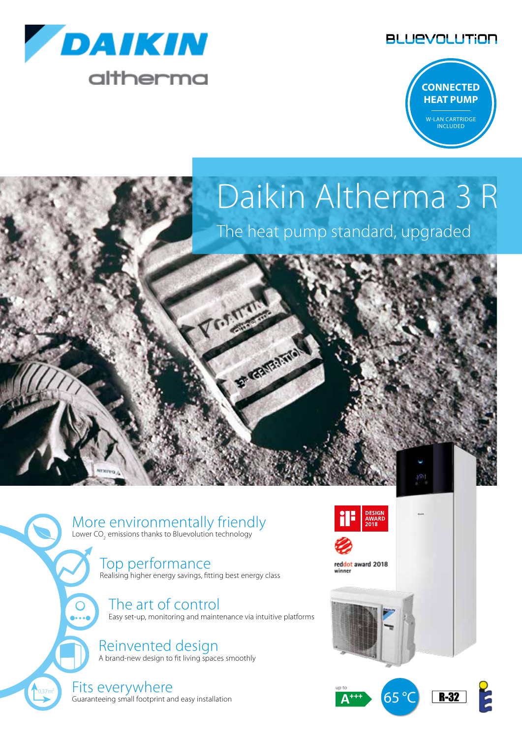DAIKIN

altherma

BLUEVOLUTION

CONNECTED HEAT PUMP

W-LAN CARTRIDGE INCLUDED

# Daikin Altherma 3 R

## The heat pump standard, upgraded

### More environmentally friendly

Lower $CO_2$ emissions thanks to Bluevolution technology

### Top performance

Realising higher energy savings, fitting best energy class

### The art of control

Easy set-up, monitoring and maintenance via intuitive platforms

### Reinvented design

A brand-new design to fit living spaces smoothly

### Fits everywhere

Guaranteeing small footprint and easy installation

0,37m²

DESIGN AWARD 2018

reddot award 2018 winner

up to A+++

65 °C

R-32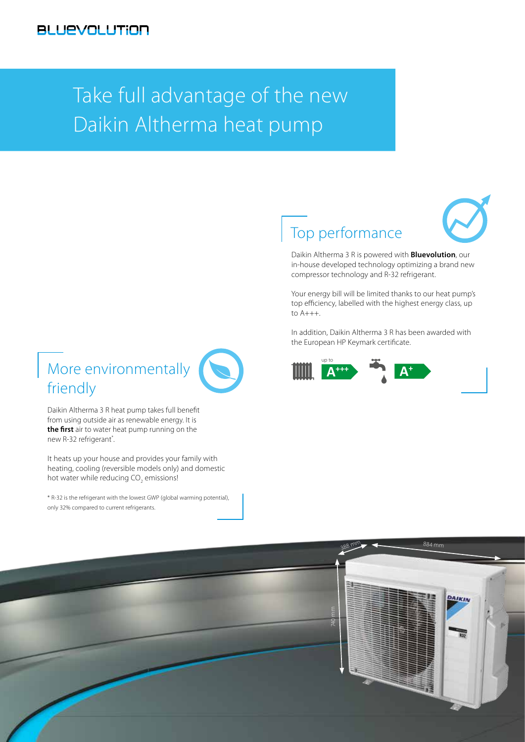BLUEVOLUTION

# Take full advantage of the new Daikin Altherma heat pump

## Top performance

Daikin Altherma 3 R is powered with **Bluevolution**, our in-house developed technology optimizing a brand new compressor technology and R-32 refrigerant.

Your energy bill will be limited thanks to our heat pump's top efficiency, labelled with the highest energy class, up to A+++.

In addition, Daikin Altherma 3 R has been awarded with the European HP Keymark certificate.

up to A+++ A+

## More environmentally friendly

Daikin Altherma 3 R heat pump takes full benefit from using outside air as renewable energy. It is **the first** air to water heat pump running on the new R-32 refrigerant*.

It heats up your house and provides your family with heating, cooling (reversible models only) and domestic hot water while reducing $CO_2$ emissions!

\* R-32 is the refrigerant with the lowest GWP (global warming potential), only 32% compared to current refrigerants.

388 mm

884 mm

740 mm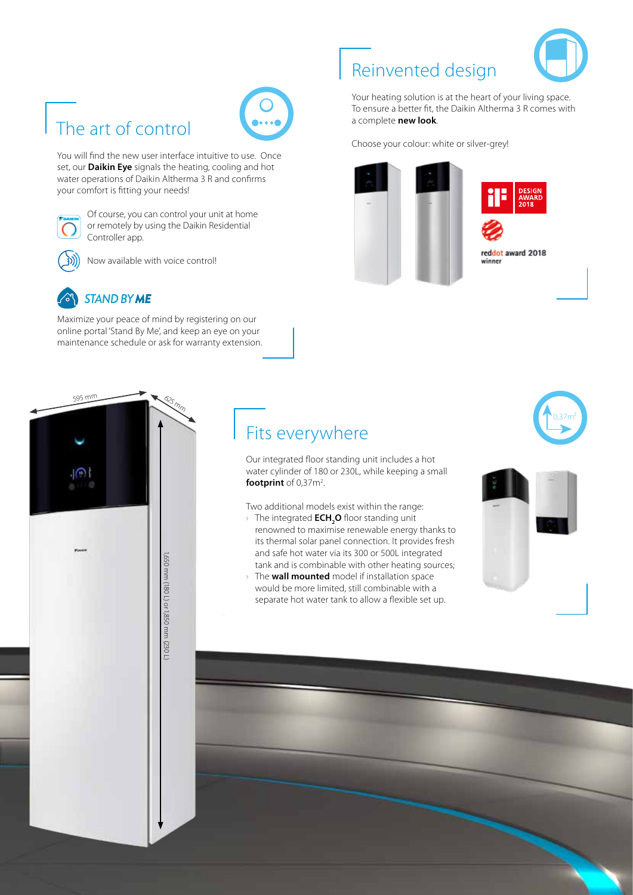## The art of control

You will find the new user interface intuitive to use. Once set, our **Daikin Eye** signals the heating, cooling and hot water operations of Daikin Altherma 3 R and confirms your comfort is fitting your needs!

Of course, you can control your unit at home or remotely by using the Daikin Residential Controller app.

Now available with voice control!

### *STAND BY ME*

Maximize your peace of mind by registering on our online portal 'Stand By Me', and keep an eye on your maintenance schedule or ask for warranty extension.

## Reinvented design

Your heating solution is at the heart of your living space. To ensure a better fit, the Daikin Altherma 3 R comes with a complete **new look**.

Choose your colour: white or silver-grey!

DESIGN AWARD 2018

reddot award 2018 winner

595 mm

625 mm

1,650 mm (180 L) or 1,850 mm (230 L)

## Fits everywhere

0,37m²

Our integrated floor standing unit includes a hot water cylinder of 180 or 230L, while keeping a small **footprint** of 0,37m².

Two additional models exist within the range:

- The integrated **ECH$_2$O** floor standing unit renowned to maximise renewable energy thanks to its thermal solar panel connection. It provides fresh and safe hot water via its 300 or 500L integrated tank and is combinable with other heating sources;
- The **wall mounted** model if installation space would be more limited, still combinable with a separate hot water tank to allow a flexible set up.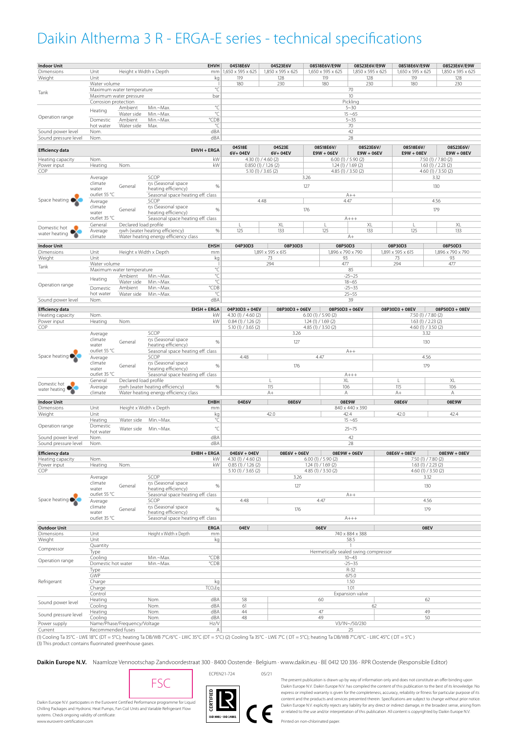# Daikin Altherma 3 R - ERGA-E series - technical specifications

| Indoor Unit | | | | EHVH | 04S18E6V | 04S23E6V | 08S18E6V/E9W | 08S23E6V/E9W | 08S18E6V/E9W | 08S23E6V/E9W |
|---|---|---|---|---|---|---|---|---|---|---|
| Dimensions | Unit | Height x Width x Depth | | mm | 1,650 x 595 x 625 | 1,850 x 595 x 625 | 1,650 x 595 x 625 | 1,850 x 595 x 625 | 1,650 x 595 x 625 | 1,850 x 595 x 625 |
| Weight | Unit | | | kg | 119 | 128 | 119 | 128 | 119 | 128 |
| Tank | Water volume | | | l | 180 | 230 | 180 | 230 | 180 | 230 |
| | Maximum water temperature | | | °C | 70 | | | | | |
| | Maximum water pressure | | | bar | 10 | | | | | |
| | Corrosion protection | | | | Pickling | | | | | |
| Operation range | Heating | Ambient | Min.~Max. | °C | 5~30 | | | | | |
| | | Water side | Min.~Max. | °C | 15 ~65 | | | | | |
| | Domestic hot water | Ambient | Min.~Max. | °CDB | 5~35 | | | | | |
| | | Water side | Max. | °C | 70 | | | | | |
| Sound power level | Nom. | | | dBA | 42 | | | | | |
| Sound pressure level | Nom. | | | dBA | 28 | | | | | |

| Efficiency data | | | | EHVH + ERGA | 04S18E 6V+ 04EV | 04S23E 6V+ 04EV | 08S18E6V/ E9W + 06EV | 08S23E6V/ E9W + 06EV | 08S18E6V/ E9W + 08EV | 08S23E6V/ E9W + 08EV |
|---|---|---|---|---|---|---|---|---|---|---|
| Heating capacity | Nom. | | | kW | 4.30 (1) / 4.60 (2) | | 6.00 (1) / 5.90 (2) | | 7.50 (1) / 7.80 (2) | |
| Power input | Heating | Nom. | | kW | 0.850 (1) / 1.26 (2) | | 1.24 (1) / 1.69 (2) | | 1.63 (1) / 2.23 (2) | |
| COP | | | | | 5.10 (1) / 3.65 (2) | | 4.85 (1) / 3.50 (2) | | 4.60 (1) / 3.50 (2) | |
| Space heating | Average climate water outlet 55 °C | General | SCOP | | 3.26 | | | | 3.32 | |
| | | | ηs (Seasonal space heating efficiency) | % | 127 | | | | 130 | |
| | | | Seasonal space heating eff. class | | A++ | | | | | |
| | Average climate water outlet 35 °C | General | SCOP | | 4.48 | | 4.47 | | 4.56 | |
| | | | ηs (Seasonal space heating efficiency) | % | 176 | | | | 179 | |
| | | | Seasonal space heating eff. class | | A+++ | | | | | |
| Domestic hot water heating | General | Declared load profile | | | L | XL | L | XL | L | XL |
| | Average climate | ηwh (water heating efficiency) | | % | 125 | 133 | 125 | 133 | 125 | 133 |
| | | Water heating energy efficiency class | | | A+ | | | | | |

| Indoor Unit | | | | EHSH | 04P30D3 | 08P30D3 | 08P50D3 | 08P30D3 | 08P50D3 |
|---|---|---|---|---|---|---|---|---|---|
| Dimensions | Unit | Height x Width x Depth | | mm | 1,891 x 595 x 615 | | 1,896 x 790 x 790 | 1,891 x 595 x 615 | 1,896 x 790 x 790 |
| Weight | Unit | | | kg | 73 | | 93 | 73 | 93 |
| Tank | Water volume | | | l | 294 | | 477 | 294 | 477 |
| | Maximum water temperature | | | °C | 85 | | | | |
| Operation range | Heating | Ambient | Min.~Max. | °C | -25~25 | | | | |
| | | Water side | Min.~Max. | °C | 18~65 | | | | |
| | Domestic hot water | Ambient | Min.~Max. | °CDB | -25~35 | | | | |
| | | Water side | Min.~Max. | °C | 25~55 | | | | |
| Sound power level | Nom. | | | dBA | 39 | | | | |

| Efficiency data | | | | EHSH + ERGA | 04P30D3 + 04EV | 08P30D3 + 06EV | 08P50D3 + 06EV | 08P30D3 + 08EV | 08P50D3 + 08EV |
|---|---|---|---|---|---|---|---|---|---|
| Heating capacity | Nom. | | | kW | 4.30 (1) / 4.60 (2) | 6.00 (1) / 5.90 (2) | | 7.50 (1) / 7.80 (2) | |
| Power input | Heating | Nom. | | kW | 0.84 (1) / 1.26 (2) | 1.24 (1) / 1.69 (2) | | 1.63 (1) / 2.23 (2) | |
| COP | | | | | 5.10 (1) / 3.65 (2) | 4.85 (1) / 3.50 (2) | | 4.60 (1) / 3.50 (2) | |
| Space heating | Average climate water outlet 55 °C | General | SCOP | | 3.26 | | | 3.32 | |
| | | | ηs (Seasonal space heating efficiency) | % | 127 | | | 130 | |
| | | | Seasonal space heating eff. class | | A++ | | | | |
| | Average climate water outlet 35 °C | General | SCOP | | 4.48 | 4.47 | | 4.56 | |
| | | | ηs (Seasonal space heating efficiency) | % | 176 | | | 179 | |
| | | | Seasonal space heating eff. class | | A+++ | | | | |
| Domestic hot water heating | General | Declared load profile | | | L | | XL | L | XL |
| | Average climate | ηwh (water heating efficiency) | | % | 115 | | 106 | 115 | 106 |
| | | Water heating energy efficiency class | | | A+ | | A | A+ | A |

| Indoor Unit | | | | EHBH | 04E6V | 08E6V | 08E9W | 08E6V | 08E9W |
|---|---|---|---|---|---|---|---|---|---|
| Dimensions | Unit | Height x Width x Depth | | mm | 840 x 440 x 390 | | | | |
| Weight | Unit | | | kg | 42.0 | | 42.4 | 42.0 | 42.4 |
| Operation range | Heating | Water side | Min.~Max. | °C | 15 ~65 | | | | |
| | Domestic hot water | Water side | Min.~Max. | °C | 25~75 | | | | |
| Sound power level | Nom. | | | dBA | 42 | | | | |
| Sound pressure level | Nom. | | | dBA | 28 | | | | |

| Efficiency data | | | | EHBH + ERGA | 04E6V + 04EV | 08E6V + 06EV | 08E9W + 06EV | 08E6V + 08EV | 08E9W + 08EV |
|---|---|---|---|---|---|---|---|---|---|
| Heating capacity | Nom. | | | kW | 4.30 (1) / 4.60 (2) | 6.00 (1) / 5.90 (2) | | 7.50 (1) / 7.80 (2) | |
| Power input | Heating | Nom. | | kW | 0.85 (1) / 1.26 (2) | 1.24 (1) / 1.69 (2) | | 1.63 (1) / 2.23 (2) | |
| COP | | | | | 5.10 (1) / 3.65 (2) | 4.85 (1) / 3.50 (2) | | 4.60 (1) / 3.50 (2) | |
| Space heating | Average climate water outlet 55 °C | General | SCOP | | 3.26 | | | 3.32 | |
| | | | ηs (Seasonal space heating efficiency) | % | 127 | | | 130 | |
| | | | Seasonal space heating eff. class | | A++ | | | | |
| | Average climate water outlet 35 °C | General | SCOP | | 4.48 | 4.47 | | 4.56 | |
| | | | ηs (Seasonal space heating efficiency) | % | 176 | | | 179 | |
| | | | Seasonal space heating eff. class | | A+++ | | | | |

| Outdoor Unit | | | | ERGA | 04EV | 06EV | 08EV |
|---|---|---|---|---|---|---|---|
| Dimensions | Unit | Height x Width x Depth | | mm | 740 x 884 x 388 | | |
| Weight | Unit | | | kg | 58.5 | | |
| Compressor | Quantity | | | | 1 | | |
| | Type | | | | Hermetically sealed swing compressor | | |
| Operation range | Cooling | Min.~Max. | | °CDB | 10~43 | | |
| | Domestic hot water | Min.~Max. | | °CDB | -25~35 | | |
| Refrigerant | Type | | | | R-32 | | |
| | GWP | | | | 675.0 | | |
| | Charge | | | kg | 1.50 | | |
| | Charge | | | TCO₂Eq | 1.01 | | |
| | Control | | | | Expansion valve | | |
| Sound power level | Heating | Nom. | | dBA | 58 | 60 | 62 |
| | Cooling | Nom. | | dBA | 61 | 62 | |
| Sound pressure level | Heating | Nom. | | dBA | 44 | 47 | 49 |
| | Cooling | Nom. | | dBA | 48 | 49 | 50 |
| Power supply | Name/Phase/Frequency/Voltage | | | Hz/V | V3/1N~/50/230 | | |
| Current | Recommended fuses | | | A | 25 | | |

(1) Cooling Ta 35°C - LWE 18°C (DT = 5°C); heating Ta DB/WB 7°C/6°C - LWC 35°C (DT = 5°C) (2) Cooling Ta 35°C - LWE 7°C ( DT = 5°C); heating Ta DB/WB 7°C/6°C - LWC 45°C ( DT = 5°C )
(3) This product contains fluorinated greenhouse gases.

**Daikin Europe N.V.** Naamloze Vennootschap Zandvoordestraat 300 · 8400 Oostende · Belgium · www.daikin.eu · BE 0412 120 336 · RPR Oostende (Responsible Editor)

FSC

ECPEN21-724 05/21

CERTIFIED ISO 9001 · ISO 14001

Daikin Europe N.V. participates in the Eurovent Certified Performance programme for Liquid Chilling Packages and Hydronic Heat Pumps, Fan Coil Units and Variable Refrigerant Flow systems. Check ongoing validity of certificate: www.eurovent-certification.com

The present publication is drawn up by way of information only and does not constitute an offer binding upon Daikin Europe N.V. Daikin Europe N.V. has compiled the content of this publication to the best of its knowledge. No express or implied warranty is given for the completeness, accuracy, reliability or fitness for particular purpose of its content and the products and services presented therein. Specifications are subject to change without prior notice. Daikin Europe N.V. explicitly rejects any liability for any direct or indirect damage, in the broadest sense, arising from or related to the use and/or interpretation of this publication. All content is copyrighted by Daikin Europe N.V.

Printed on non-chlorinated paper.